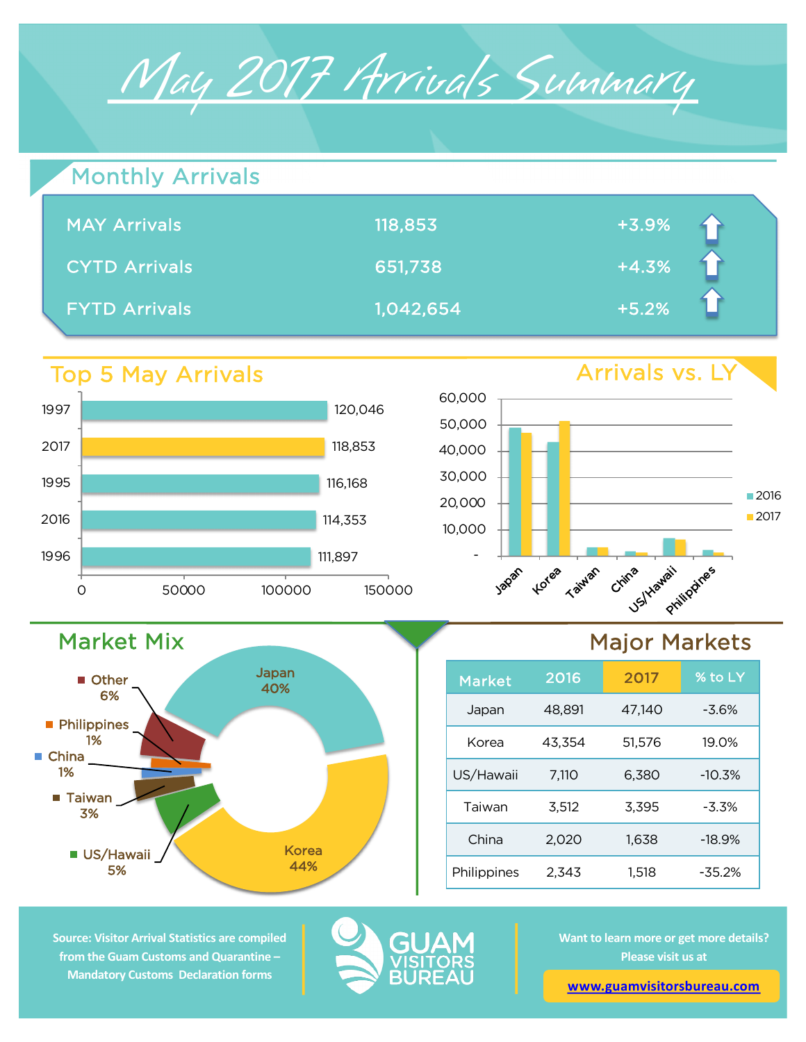# May 2017 Arrivals Summary

## Monthly Arrivals

| | | |
|---|---|---|
| MAY Arrivals | 118,853 | +3.9% |
| CYTD Arrivals | 651,738 | +4.3% |
| FYTD Arrivals | 1,042,654 | +5.2% |

## Top 5 May Arrivals

| Year | Arrivals |
|---|---|
| 1997 | 120,046 |
| 2017 | 118,853 |
| 1995 | 116,168 |
| 2016 | 114,353 |
| 1996 | 111,897 |

## Arrivals vs. LY

## Market Mix

| Market | Share |
|---|---|
| Japan | 40% |
| Korea | 44% |
| US/Hawaii | 5% |
| Taiwan | 3% |
| China | 1% |
| Philippines | 1% |
| Other | 6% |

## Major Markets

| Market | 2016 | 2017 | % to LY |
|---|---|---|---|
| Japan | 48,891 | 47,140 | -3.6% |
| Korea | 43,354 | 51,576 | 19.0% |
| US/Hawaii | 7,110 | 6,380 | -10.3% |
| Taiwan | 3,512 | 3,395 | -3.3% |
| China | 2,020 | 1,638 | -18.9% |
| Philippines | 2,343 | 1,518 | -35.2% |

Source: Visitor Arrival Statistics are compiled from the Guam Customs and Quarantine – Mandatory Customs Declaration forms

GUAM VISITORS BUREAU

Want to learn more or get more details? Please visit us at

www.guamvisitorsbureau.com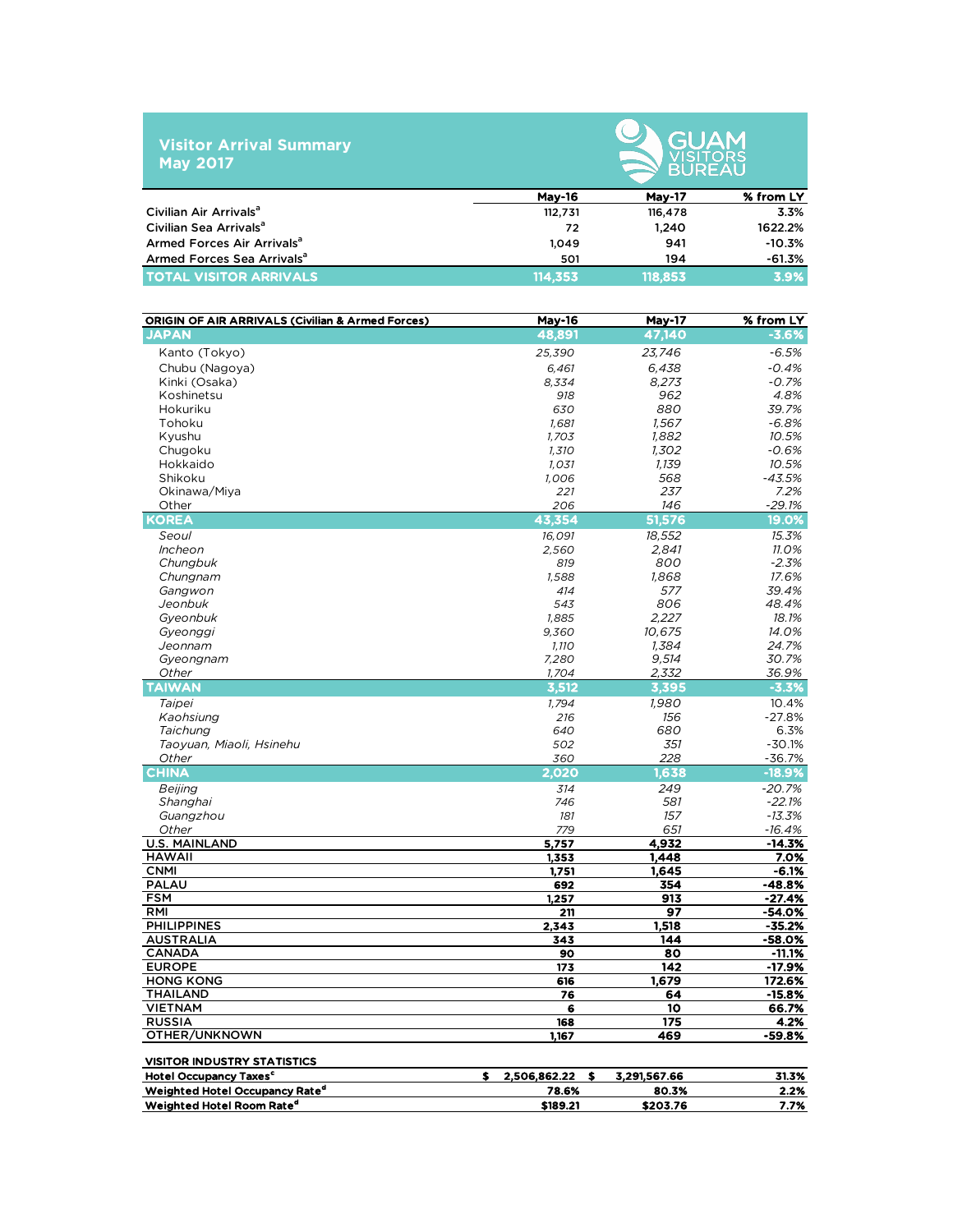# Visitor Arrival Summary
## May 2017

GUAM VISITORS BUREAU

| | May-16 | May-17 | % from LY |
|---|---|---|---|
| Civilian Air Arrivals[a] | 112,731 | 116,478 | 3.3% |
| Civilian Sea Arrivals[a] | 72 | 1,240 | 1622.2% |
| Armed Forces Air Arrivals[a] | 1,049 | 941 | -10.3% |
| Armed Forces Sea Arrivals[a] | 501 | 194 | -61.3% |
| **TOTAL VISITOR ARRIVALS** | **114,353** | **118,853** | **3.9%** |

| ORIGIN OF AIR ARRIVALS (Civilian & Armed Forces) | May-16 | May-17 | % from LY |
|---|---|---|---|
| **JAPAN** | **48,891** | **47,140** | **-3.6%** |
| Kanto (Tokyo) | 25,390 | 23,746 | -6.5% |
| Chubu (Nagoya) | 6,461 | 6,438 | -0.4% |
| Kinki (Osaka) | 8,334 | 8,273 | -0.7% |
| Koshinetsu | 918 | 962 | 4.8% |
| Hokuriku | 630 | 880 | 39.7% |
| Tohoku | 1,681 | 1,567 | -6.8% |
| Kyushu | 1,703 | 1,882 | 10.5% |
| Chugoku | 1,310 | 1,302 | -0.6% |
| Hokkaido | 1,031 | 1,139 | 10.5% |
| Shikoku | 1,006 | 568 | -43.5% |
| Okinawa/Miya | 221 | 237 | 7.2% |
| Other | 206 | 146 | -29.1% |
| **KOREA** | **43,354** | **51,576** | **19.0%** |
| Seoul | 16,091 | 18,552 | 15.3% |
| Incheon | 2,560 | 2,841 | 11.0% |
| Chungbuk | 819 | 800 | -2.3% |
| Chungnam | 1,588 | 1,868 | 17.6% |
| Gangwon | 414 | 577 | 39.4% |
| Jeonbuk | 543 | 806 | 48.4% |
| Gyeonbuk | 1,885 | 2,227 | 18.1% |
| Gyeonggi | 9,360 | 10,675 | 14.0% |
| Jeonnam | 1,110 | 1,384 | 24.7% |
| Gyeongnam | 7,280 | 9,514 | 30.7% |
| Other | 1,704 | 2,332 | 36.9% |
| **TAIWAN** | **3,512** | **3,395** | **-3.3%** |
| Taipei | 1,794 | 1,980 | 10.4% |
| Kaohsiung | 216 | 156 | -27.8% |
| Taichung | 640 | 680 | 6.3% |
| Taoyuan, Miaoli, Hsinehu | 502 | 351 | -30.1% |
| Other | 360 | 228 | -36.7% |
| **CHINA** | **2,020** | **1,638** | **-18.9%** |
| Beijing | 314 | 249 | -20.7% |
| Shanghai | 746 | 581 | -22.1% |
| Guangzhou | 181 | 157 | -13.3% |
| Other | 779 | 651 | -16.4% |
| **U.S. MAINLAND** | **5,757** | **4,932** | **-14.3%** |
| **HAWAII** | **1,353** | **1,448** | **7.0%** |
| **CNMI** | **1,751** | **1,645** | **-6.1%** |
| **PALAU** | **692** | **354** | **-48.8%** |
| **FSM** | **1,257** | **913** | **-27.4%** |
| **RMI** | **211** | **97** | **-54.0%** |
| **PHILIPPINES** | **2,343** | **1,518** | **-35.2%** |
| **AUSTRALIA** | **343** | **144** | **-58.0%** |
| **CANADA** | **90** | **80** | **-11.1%** |
| **EUROPE** | **173** | **142** | **-17.9%** |
| **HONG KONG** | **616** | **1,679** | **172.6%** |
| **THAILAND** | **76** | **64** | **-15.8%** |
| **VIETNAM** | **6** | **10** | **66.7%** |
| **RUSSIA** | **168** | **175** | **4.2%** |
| **OTHER/UNKNOWN** | **1,167** | **469** | **-59.8%** |

| VISITOR INDUSTRY STATISTICS | | | |
|---|---|---|---|
| Hotel Occupancy Taxes[c] | $ 2,506,862.22 | $ 3,291,567.66 | 31.3% |
| Weighted Hotel Occupancy Rate[d] | 78.6% | 80.3% | 2.2% |
| Weighted Hotel Room Rate[d] | $189.21 | $203.76 | 7.7% |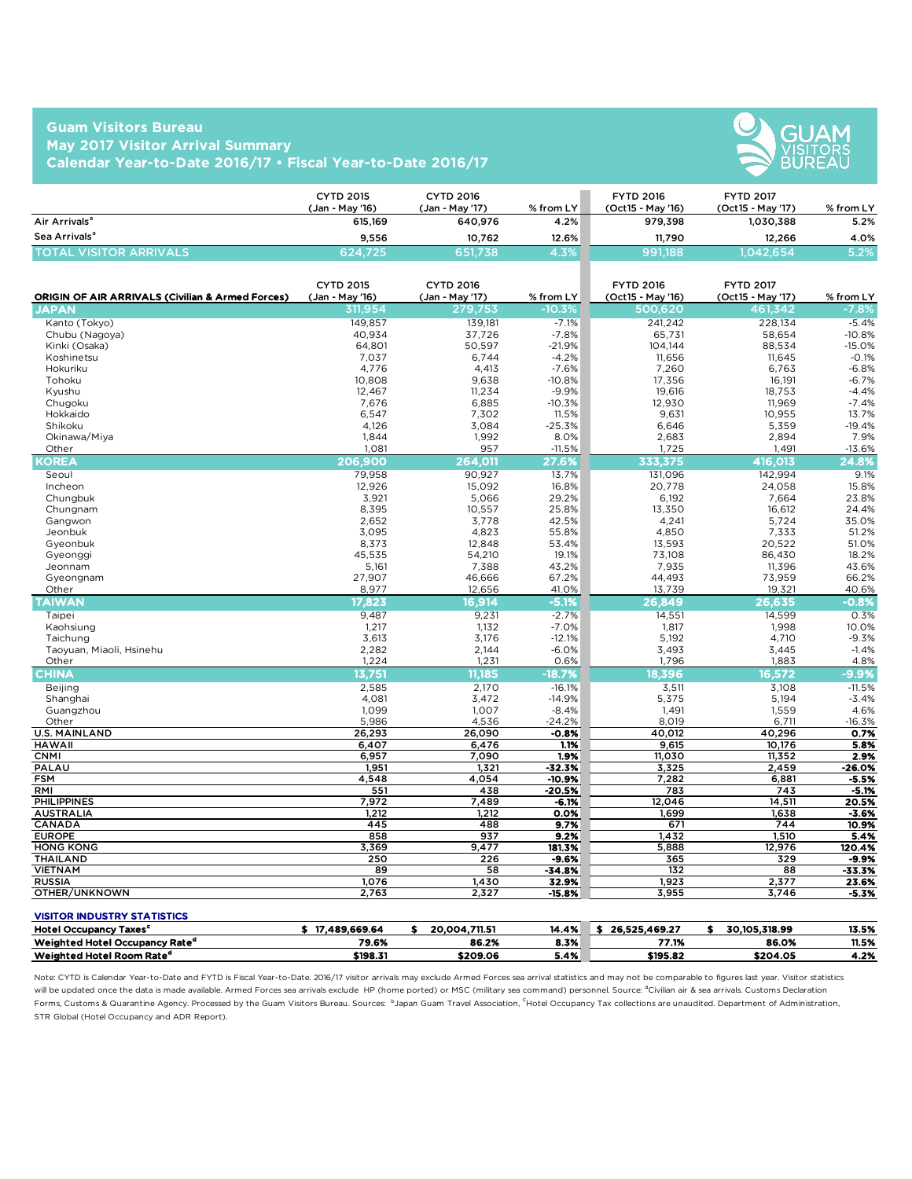# Guam Visitors Bureau
## May 2017 Visitor Arrival Summary
## Calendar Year-to-Date 2016/17 • Fiscal Year-to-Date 2016/17

| | CYTD 2015 (Jan - May '16) | CYTD 2016 (Jan - May '17) | % from LY | FYTD 2016 (Oct15 - May '16) | FYTD 2017 (Oct15 - May '17) | % from LY |
|---|---|---|---|---|---|---|
| Air Arrivals[a] | 615,169 | 640,976 | 4.2% | 979,398 | 1,030,388 | 5.2% |
| Sea Arrivals[a] | 9,556 | 10,762 | 12.6% | 11,790 | 12,266 | 4.0% |
| **TOTAL VISITOR ARRIVALS** | **624,725** | **651,738** | **4.3%** | **991,188** | **1,042,654** | **5.2%** |

| ORIGIN OF AIR ARRIVALS (Civilian & Armed Forces) | CYTD 2015 (Jan - May '16) | CYTD 2016 (Jan - May '17) | % from LY | FYTD 2016 (Oct15 - May '16) | FYTD 2017 (Oct15 - May '17) | % from LY |
|---|---|---|---|---|---|---|
| **JAPAN** | **311,954** | **279,753** | **-10.3%** | **500,620** | **461,342** | **-7.8%** |
| Kanto (Tokyo) | 149,857 | 139,181 | -7.1% | 241,242 | 228,134 | -5.4% |
| Chubu (Nagoya) | 40,934 | 37,726 | -7.8% | 65,731 | 58,654 | -10.8% |
| Kinki (Osaka) | 64,801 | 50,597 | -21.9% | 104,144 | 88,534 | -15.0% |
| Koshinetsu | 7,037 | 6,744 | -4.2% | 11,656 | 11,645 | -0.1% |
| Hokuriku | 4,776 | 4,413 | -7.6% | 7,260 | 6,763 | -6.8% |
| Tohoku | 10,808 | 9,638 | -10.8% | 17,356 | 16,191 | -6.7% |
| Kyushu | 12,467 | 11,234 | -9.9% | 19,616 | 18,753 | -4.4% |
| Chugoku | 7,676 | 6,885 | -10.3% | 12,930 | 11,969 | -7.4% |
| Hokkaido | 6,547 | 7,302 | 11.5% | 9,631 | 10,955 | 13.7% |
| Shikoku | 4,126 | 3,084 | -25.3% | 6,646 | 5,359 | -19.4% |
| Okinawa/Miya | 1,844 | 1,992 | 8.0% | 2,683 | 2,894 | 7.9% |
| Other | 1,081 | 957 | -11.5% | 1,725 | 1,491 | -13.6% |
| **KOREA** | **206,900** | **264,011** | **27.6%** | **333,375** | **416,013** | **24.8%** |
| Seoul | 79,958 | 90,927 | 13.7% | 131,096 | 142,994 | 9.1% |
| Incheon | 12,926 | 15,092 | 16.8% | 20,778 | 24,058 | 15.8% |
| Chungbuk | 3,921 | 5,066 | 29.2% | 6,192 | 7,664 | 23.8% |
| Chungnam | 8,395 | 10,557 | 25.8% | 13,350 | 16,612 | 24.4% |
| Gangwon | 2,652 | 3,778 | 42.5% | 4,241 | 5,724 | 35.0% |
| Jeonbuk | 3,095 | 4,823 | 55.8% | 4,850 | 7,333 | 51.2% |
| Gyeonbuk | 8,373 | 12,848 | 53.4% | 13,593 | 20,522 | 51.0% |
| Gyeonggi | 45,535 | 54,210 | 19.1% | 73,108 | 86,430 | 18.2% |
| Jeonnam | 5,161 | 7,388 | 43.2% | 7,935 | 11,396 | 43.6% |
| Gyeongnam | 27,907 | 46,666 | 67.2% | 44,493 | 73,959 | 66.2% |
| Other | 8,977 | 12,656 | 41.0% | 13,739 | 19,321 | 40.6% |
| **TAIWAN** | **17,823** | **16,914** | **-5.1%** | **26,849** | **26,635** | **-0.8%** |
| Taipei | 9,487 | 9,231 | -2.7% | 14,551 | 14,599 | 0.3% |
| Kaohsiung | 1,217 | 1,132 | -7.0% | 1,817 | 1,998 | 10.0% |
| Taichung | 3,613 | 3,176 | -12.1% | 5,192 | 4,710 | -9.3% |
| Taoyuan, Miaoli, Hsinehu | 2,282 | 2,144 | -6.0% | 3,493 | 3,445 | -1.4% |
| Other | 1,224 | 1,231 | 0.6% | 1,796 | 1,883 | 4.8% |
| **CHINA** | **13,751** | **11,185** | **-18.7%** | **18,396** | **16,572** | **-9.9%** |
| Beijing | 2,585 | 2,170 | -16.1% | 3,511 | 3,108 | -11.5% |
| Shanghai | 4,081 | 3,472 | -14.9% | 5,375 | 5,194 | -3.4% |
| Guangzhou | 1,099 | 1,007 | -8.4% | 1,491 | 1,559 | 4.6% |
| Other | 5,986 | 4,536 | -24.2% | 8,019 | 6,711 | -16.3% |
| **U.S. MAINLAND** | 26,293 | 26,090 | **-0.8%** | 40,012 | 40,296 | **0.7%** |
| **HAWAII** | 6,407 | 6,476 | **1.1%** | 9,615 | 10,176 | **5.8%** |
| **CNMI** | 6,957 | 7,090 | **1.9%** | 11,030 | 11,352 | **2.9%** |
| **PALAU** | 1,951 | 1,321 | **-32.3%** | 3,325 | 2,459 | **-26.0%** |
| **FSM** | 4,548 | 4,054 | **-10.9%** | 7,282 | 6,881 | **-5.5%** |
| **RMI** | 551 | 438 | **-20.5%** | 783 | 743 | **-5.1%** |
| **PHILIPPINES** | 7,972 | 7,489 | **-6.1%** | 12,046 | 14,511 | **20.5%** |
| **AUSTRALIA** | 1,212 | 1,212 | **0.0%** | 1,699 | 1,638 | **-3.6%** |
| **CANADA** | 445 | 488 | **9.7%** | 671 | 744 | **10.9%** |
| **EUROPE** | 858 | 937 | **9.2%** | 1,432 | 1,510 | **5.4%** |
| **HONG KONG** | 3,369 | 9,477 | **181.3%** | 5,888 | 12,976 | **120.4%** |
| **THAILAND** | 250 | 226 | **-9.6%** | 365 | 329 | **-9.9%** |
| **VIETNAM** | 89 | 58 | **-34.8%** | 132 | 88 | **-33.3%** |
| **RUSSIA** | 1,076 | 1,430 | **32.9%** | 1,923 | 2,377 | **23.6%** |
| **OTHER/UNKNOWN** | 2,763 | 2,327 | **-15.8%** | 3,955 | 3,746 | **-5.3%** |

**VISITOR INDUSTRY STATISTICS**

| | CYTD 2015 | CYTD 2016 | % from LY | FYTD 2016 | FYTD 2017 | % from LY |
|---|---|---|---|---|---|---|
| **Hotel Occupancy Taxes[c]** | $ 17,489,669.64 | $ 20,004,711.51 | 14.4% | $ 26,525,469.27 | $ 30,105,318.99 | 13.5% |
| **Weighted Hotel Occupancy Rate[d]** | 79.6% | 86.2% | 8.3% | 77.1% | 86.0% | 11.5% |
| **Weighted Hotel Room Rate[d]** | $198.31 | $209.06 | 5.4% | $195.82 | $204.05 | 4.2% |

Note: CYTD is Calendar Year-to-Date and FYTD is Fiscal Year-to-Date. 2016/17 visitor arrivals may exclude Armed Forces sea arrival statistics and may not be comparable to figures last year. Visitor statistics will be updated once the data is made available. Armed Forces sea arrivals exclude HP (home ported) or MSC (military sea command) personnel. Source: [a]Civilian air & sea arrivals. Customs Declaration Forms, Customs & Quarantine Agency. Processed by the Guam Visitors Bureau. Sources: [b]Japan Guam Travel Association, [c]Hotel Occupancy Tax collections are unaudited. Department of Administration, STR Global (Hotel Occupancy and ADR Report).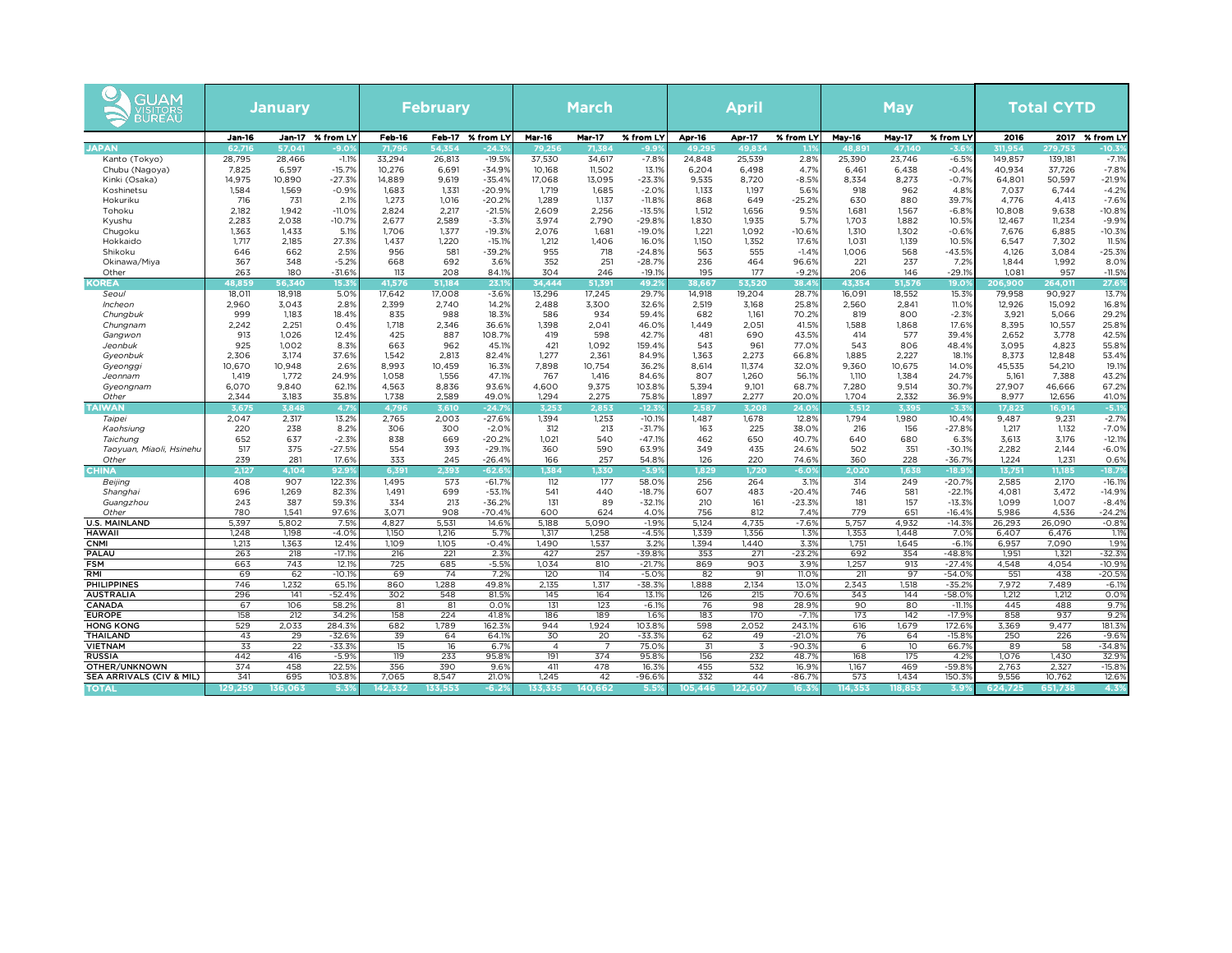| GUAM VISITORS BUREAU | January | | | February | | | March | | | April | | | May | | | Total CYTD | | |
|---|---|---|---|---|---|---|---|---|---|---|---|---|---|---|---|---|---|---|
| | Jan-16 | Jan-17 | % from LY | Feb-16 | Feb-17 | % from LY | Mar-16 | Mar-17 | % from LY | Apr-16 | Apr-17 | % from LY | May-16 | May-17 | % from LY | 2016 | 2017 | % from LY |
| **JAPAN** | 62,716 | 57,041 | -9.0% | 71,796 | 54,354 | -24.3% | 79,256 | 71,384 | -9.9% | 49,295 | 49,834 | 1.1% | 48,891 | 47,140 | -3.6% | 311,954 | 279,753 | -10.3% |
| Kanto (Tokyo) | 28,795 | 28,466 | -1.1% | 33,294 | 26,813 | -19.5% | 37,530 | 34,617 | -7.8% | 24,848 | 25,539 | 2.8% | 25,390 | 23,746 | -6.5% | 149,857 | 139,181 | -7.1% |
| Chubu (Nagoya) | 7,825 | 6,597 | -15.7% | 10,276 | 6,691 | -34.9% | 10,168 | 11,502 | 13.1% | 6,204 | 6,498 | 4.7% | 6,461 | 6,438 | -0.4% | 40,934 | 37,726 | -7.8% |
| Kinki (Osaka) | 14,975 | 10,890 | -27.3% | 14,889 | 9,619 | -35.4% | 17,068 | 13,095 | -23.3% | 9,535 | 8,720 | -8.5% | 8,334 | 8,273 | -0.7% | 64,801 | 50,597 | -21.9% |
| Koshinetsu | 1,584 | 1,569 | -0.9% | 1,683 | 1,331 | -20.9% | 1,719 | 1,685 | -2.0% | 1,133 | 1,197 | 5.6% | 918 | 962 | 4.8% | 7,037 | 6,744 | -4.2% |
| Hokuriku | 716 | 731 | 2.1% | 1,273 | 1,016 | -20.2% | 1,289 | 1,137 | -11.8% | 868 | 649 | -25.2% | 630 | 880 | 39.7% | 4,776 | 4,413 | -7.6% |
| Tohoku | 2,182 | 1,942 | -11.0% | 2,824 | 2,217 | -21.5% | 2,609 | 2,256 | -13.5% | 1,512 | 1,656 | 9.5% | 1,681 | 1,567 | -6.8% | 10,808 | 9,638 | -10.8% |
| Kyushu | 2,283 | 2,038 | -10.7% | 2,677 | 2,589 | -3.3% | 3,974 | 2,790 | -29.8% | 1,830 | 1,935 | 5.7% | 1,703 | 1,882 | 10.5% | 12,467 | 11,234 | -9.9% |
| Chugoku | 1,363 | 1,433 | 5.1% | 1,706 | 1,377 | -19.3% | 2,076 | 1,681 | -19.0% | 1,221 | 1,092 | -10.6% | 1,310 | 1,302 | -0.6% | 7,676 | 6,885 | -10.3% |
| Hokkaido | 1,717 | 2,185 | 27.3% | 1,437 | 1,220 | -15.1% | 1,212 | 1,406 | 16.0% | 1,150 | 1,352 | 17.6% | 1,031 | 1,139 | 10.5% | 6,547 | 7,302 | 11.5% |
| Shikoku | 646 | 662 | 2.5% | 956 | 581 | -39.2% | 955 | 718 | -24.8% | 563 | 555 | -1.4% | 1,006 | 568 | -43.5% | 4,126 | 3,084 | -25.3% |
| Okinawa/Miya | 367 | 348 | -5.2% | 668 | 692 | 3.6% | 352 | 251 | -28.7% | 236 | 464 | 96.6% | 221 | 237 | 7.2% | 1,844 | 1,992 | 8.0% |
| Other | 263 | 180 | -31.6% | 113 | 208 | 84.1% | 304 | 246 | -19.1% | 195 | 177 | -9.2% | 206 | 146 | -29.1% | 1,081 | 957 | -11.5% |
| **KOREA** | 48,859 | 56,340 | 15.3% | 41,576 | 51,184 | 23.1% | 34,444 | 51,391 | 49.2% | 38,667 | 53,520 | 38.4% | 43,354 | 51,576 | 19.0% | 206,900 | 264,011 | 27.6% |
| *Seoul* | 18,011 | 18,918 | 5.0% | 17,642 | 17,008 | -3.6% | 13,296 | 17,245 | 29.7% | 14,918 | 19,204 | 28.7% | 16,091 | 18,552 | 15.3% | 79,958 | 90,927 | 13.7% |
| *Incheon* | 2,960 | 3,043 | 2.8% | 2,399 | 2,740 | 14.2% | 2,488 | 3,300 | 32.6% | 2,519 | 3,168 | 25.8% | 2,560 | 2,841 | 11.0% | 12,926 | 15,092 | 16.8% |
| *Chungbuk* | 999 | 1,183 | 18.4% | 835 | 988 | 18.3% | 586 | 934 | 59.4% | 682 | 1,161 | 70.2% | 819 | 800 | -2.3% | 3,921 | 5,066 | 29.2% |
| *Chungnam* | 2,242 | 2,251 | 0.4% | 1,718 | 2,346 | 36.6% | 1,398 | 2,041 | 46.0% | 1,449 | 2,051 | 41.5% | 1,588 | 1,868 | 17.6% | 8,395 | 10,557 | 25.8% |
| *Gangwon* | 913 | 1,026 | 12.4% | 425 | 887 | 108.7% | 419 | 598 | 42.7% | 481 | 690 | 43.5% | 414 | 577 | 39.4% | 2,652 | 3,778 | 42.5% |
| *Jeonbuk* | 925 | 1,002 | 8.3% | 663 | 962 | 45.1% | 421 | 1,092 | 159.4% | 543 | 961 | 77.0% | 543 | 806 | 48.4% | 3,095 | 4,823 | 55.8% |
| *Gyeonbuk* | 2,306 | 3,174 | 37.6% | 1,542 | 2,813 | 82.4% | 1,277 | 2,361 | 84.9% | 1,363 | 2,273 | 66.8% | 1,885 | 2,227 | 18.1% | 8,373 | 12,848 | 53.4% |
| *Gyeonggi* | 10,670 | 10,948 | 2.6% | 8,993 | 10,459 | 16.3% | 7,898 | 10,754 | 36.2% | 8,614 | 11,374 | 32.0% | 9,360 | 10,675 | 14.0% | 45,535 | 54,210 | 19.1% |
| *Jeonnam* | 1,419 | 1,772 | 24.9% | 1,058 | 1,556 | 47.1% | 767 | 1,416 | 84.6% | 807 | 1,260 | 56.1% | 1,110 | 1,384 | 24.7% | 5,161 | 7,388 | 43.2% |
| *Gyeongnam* | 6,070 | 9,840 | 62.1% | 4,563 | 8,836 | 93.6% | 4,600 | 9,375 | 103.8% | 5,394 | 9,101 | 68.7% | 7,280 | 9,514 | 30.7% | 27,907 | 46,666 | 67.2% |
| *Other* | 2,344 | 3,183 | 35.8% | 1,738 | 2,589 | 49.0% | 1,294 | 2,275 | 75.8% | 1,897 | 2,277 | 20.0% | 1,704 | 2,332 | 36.9% | 8,977 | 12,656 | 41.0% |
| **TAIWAN** | 3,675 | 3,848 | 4.7% | 4,796 | 3,610 | -24.7% | 3,253 | 2,853 | -12.3% | 2,587 | 3,208 | 24.0% | 3,512 | 3,395 | -3.3% | 17,823 | 16,914 | -5.1% |
| *Taipei* | 2,047 | 2,317 | 13.2% | 2,765 | 2,003 | -27.6% | 1,394 | 1,253 | -10.1% | 1,487 | 1,678 | 12.8% | 1,794 | 1,980 | 10.4% | 9,487 | 9,231 | -2.7% |
| *Kaohsiung* | 220 | 238 | 8.2% | 306 | 300 | -2.0% | 312 | 213 | -31.7% | 163 | 225 | 38.0% | 216 | 156 | -27.8% | 1,217 | 1,132 | -7.0% |
| *Taichung* | 652 | 637 | -2.3% | 838 | 669 | -20.2% | 1,021 | 540 | -47.1% | 462 | 650 | 40.7% | 640 | 680 | 6.3% | 3,613 | 3,176 | -12.1% |
| *Taoyuan, Miaoli, Hsinehu* | 517 | 375 | -27.5% | 554 | 393 | -29.1% | 360 | 590 | 63.9% | 349 | 435 | 24.6% | 502 | 351 | -30.1% | 2,282 | 2,144 | -6.0% |
| *Other* | 239 | 281 | 17.6% | 333 | 245 | -26.4% | 166 | 257 | 54.8% | 126 | 220 | 74.6% | 360 | 228 | -36.7% | 1,224 | 1,231 | 0.6% |
| **CHINA** | 2,127 | 4,104 | 92.9% | 6,391 | 2,393 | -62.6% | 1,384 | 1,330 | -3.9% | 1,829 | 1,720 | -6.0% | 2,020 | 1,638 | -18.9% | 13,751 | 11,185 | -18.7% |
| *Beijing* | 408 | 907 | 122.3% | 1,495 | 573 | -61.7% | 112 | 177 | 58.0% | 256 | 264 | 3.1% | 314 | 249 | -20.7% | 2,585 | 2,170 | -16.1% |
| *Shanghai* | 696 | 1,269 | 82.3% | 1,491 | 699 | -53.1% | 541 | 440 | -18.7% | 607 | 483 | -20.4% | 746 | 581 | -22.1% | 4,081 | 3,472 | -14.9% |
| *Guangzhou* | 243 | 387 | 59.3% | 334 | 213 | -36.2% | 131 | 89 | -32.1% | 210 | 161 | -23.3% | 181 | 157 | -13.3% | 1,099 | 1,007 | -8.4% |
| *Other* | 780 | 1,541 | 97.6% | 3,071 | 908 | -70.4% | 600 | 624 | 4.0% | 756 | 812 | 7.4% | 779 | 651 | -16.4% | 5,986 | 4,536 | -24.2% |
| **U.S. MAINLAND** | 5,397 | 5,802 | 7.5% | 4,827 | 5,531 | 14.6% | 5,188 | 5,090 | -1.9% | 5,124 | 4,735 | -7.6% | 5,757 | 4,932 | -14.3% | 26,293 | 26,090 | -0.8% |
| **HAWAII** | 1,248 | 1,198 | -4.0% | 1,150 | 1,216 | 5.7% | 1,317 | 1,258 | -4.5% | 1,339 | 1,356 | 1.3% | 1,353 | 1,448 | 7.0% | 6,407 | 6,476 | 1.1% |
| **CNMI** | 1,213 | 1,363 | 12.4% | 1,109 | 1,105 | -0.4% | 1,490 | 1,537 | 3.2% | 1,394 | 1,440 | 3.3% | 1,751 | 1,645 | -6.1% | 6,957 | 7,090 | 1.9% |
| **PALAU** | 263 | 218 | -17.1% | 216 | 221 | 2.3% | 427 | 257 | -39.8% | 353 | 271 | -23.2% | 692 | 354 | -48.8% | 1,951 | 1,321 | -32.3% |
| **FSM** | 663 | 743 | 12.1% | 725 | 685 | -5.5% | 1,034 | 810 | -21.7% | 869 | 903 | 3.9% | 1,257 | 913 | -27.4% | 4,548 | 4,054 | -10.9% |
| **RMI** | 69 | 62 | -10.1% | 69 | 74 | 7.2% | 120 | 114 | -5.0% | 82 | 91 | 11.0% | 211 | 97 | -54.0% | 551 | 438 | -20.5% |
| **PHILIPPINES** | 746 | 1,232 | 65.1% | 860 | 1,288 | 49.8% | 2,135 | 1,317 | -38.3% | 1,888 | 2,134 | 13.0% | 2,343 | 1,518 | -35.2% | 7,972 | 7,489 | -6.1% |
| **AUSTRALIA** | 296 | 141 | -52.4% | 302 | 548 | 81.5% | 145 | 164 | 13.1% | 126 | 215 | 70.6% | 343 | 144 | -58.0% | 1,212 | 1,212 | 0.0% |
| **CANADA** | 67 | 106 | 58.2% | 81 | 81 | 0.0% | 131 | 123 | -6.1% | 76 | 98 | 28.9% | 90 | 80 | -11.1% | 445 | 488 | 9.7% |
| **EUROPE** | 158 | 212 | 34.2% | 158 | 224 | 41.8% | 186 | 189 | 1.6% | 183 | 170 | -7.1% | 173 | 142 | -17.9% | 858 | 937 | 9.2% |
| **HONG KONG** | 529 | 2,033 | 284.3% | 682 | 1,789 | 162.3% | 944 | 1,924 | 103.8% | 598 | 2,052 | 243.1% | 616 | 1,679 | 172.6% | 3,369 | 9,477 | 181.3% |
| **THAILAND** | 43 | 29 | -32.6% | 39 | 64 | 64.1% | 30 | 20 | -33.3% | 62 | 49 | -21.0% | 76 | 64 | -15.8% | 250 | 226 | -9.6% |
| **VIETNAM** | 33 | 22 | -33.3% | 15 | 16 | 6.7% | 4 | 7 | 75.0% | 31 | 3 | -90.3% | 6 | 10 | 66.7% | 89 | 58 | -34.8% |
| **RUSSIA** | 442 | 416 | -5.9% | 119 | 233 | 95.8% | 191 | 374 | 95.8% | 156 | 232 | 48.7% | 168 | 175 | 4.2% | 1,076 | 1,430 | 32.9% |
| **OTHER/UNKNOWN** | 374 | 458 | 22.5% | 356 | 390 | 9.6% | 411 | 478 | 16.3% | 455 | 532 | 16.9% | 1,167 | 469 | -59.8% | 2,763 | 2,327 | -15.8% |
| **SEA ARRIVALS (CIV & MIL)** | 341 | 695 | 103.8% | 7,065 | 8,547 | 21.0% | 1,245 | 42 | -96.6% | 332 | 44 | -86.7% | 573 | 1,434 | 150.3% | 9,556 | 10,762 | 12.6% |
| **TOTAL** | 129,259 | 136,063 | 5.3% | 142,332 | 133,553 | -6.2% | 133,335 | 140,662 | 5.5% | 105,446 | 122,607 | 16.3% | 114,353 | 118,853 | 3.9% | 624,725 | 651,738 | 4.3% |